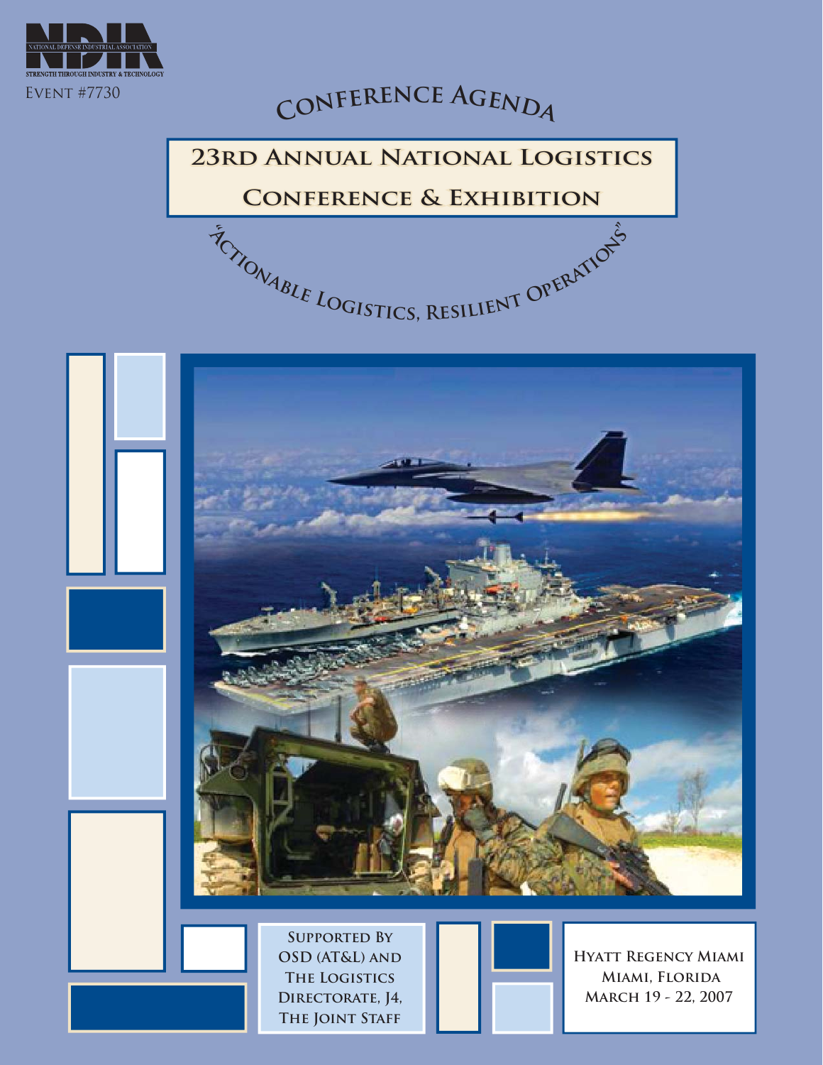NDIA

NATIONAL DEFENSE INDUSTRIAL ASSOCIATION

STRENGTH THROUGH INDUSTRY & TECHNOLOGY

Event #7730

# Conference Agenda

## 23rd Annual National Logistics Conference & Exhibition

"Actionable Logistics, Resilient Operations"

Supported By OSD (AT&L) and The Logistics Directorate, J4, The Joint Staff

Hyatt Regency Miami
Miami, Florida
March 19 - 22, 2007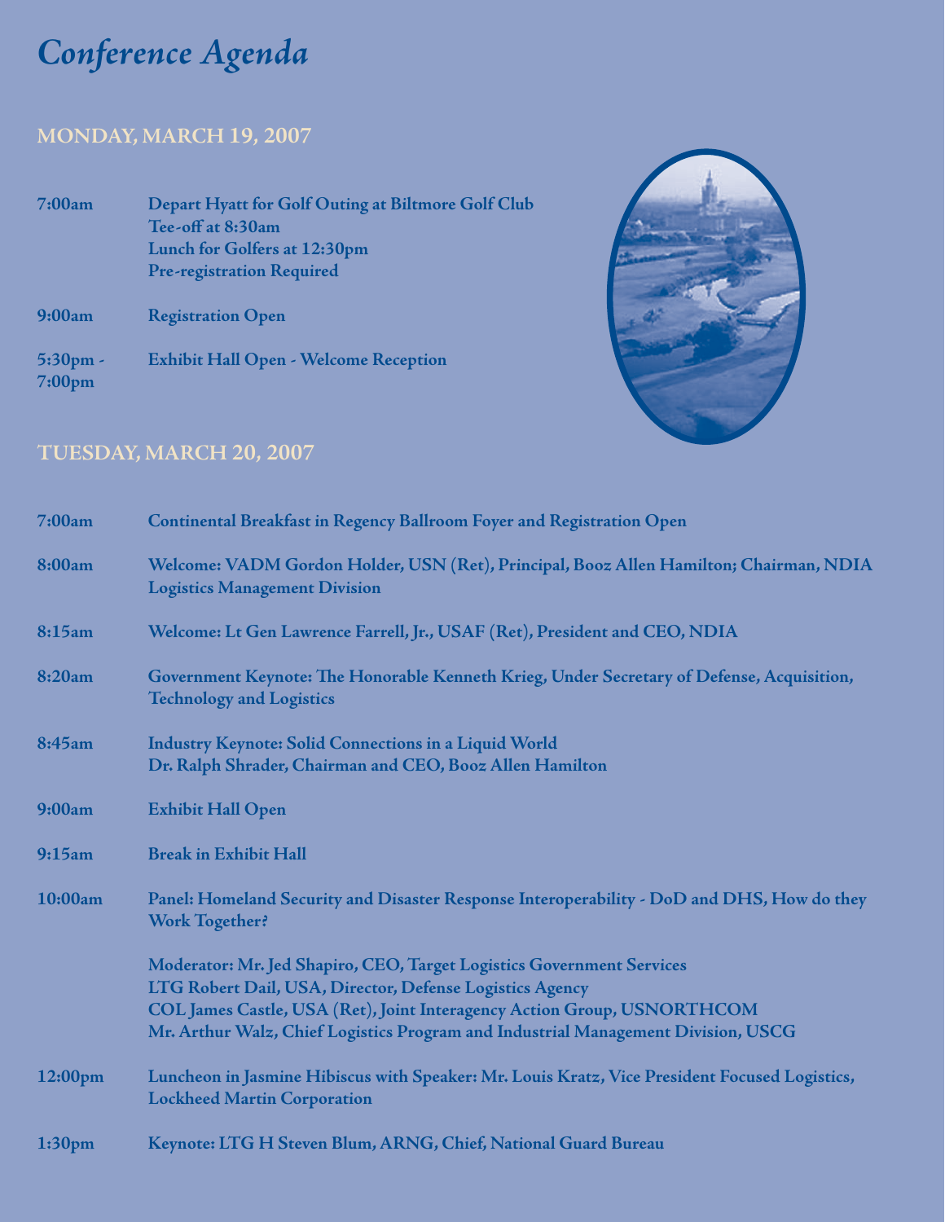# *Conference Agenda*

## MONDAY, MARCH 19, 2007

**7:00am** — **Depart Hyatt for Golf Outing at Biltmore Golf Club**
**Tee-off at 8:30am**
**Lunch for Golfers at 12:30pm**
**Pre-registration Required**

**9:00am** — **Registration Open**

**5:30pm - 7:00pm** — **Exhibit Hall Open - Welcome Reception**

## TUESDAY, MARCH 20, 2007

**7:00am** — **Continental Breakfast in Regency Ballroom Foyer and Registration Open**

**8:00am** — **Welcome: VADM Gordon Holder, USN (Ret), Principal, Booz Allen Hamilton; Chairman, NDIA Logistics Management Division**

**8:15am** — **Welcome: Lt Gen Lawrence Farrell, Jr., USAF (Ret), President and CEO, NDIA**

**8:20am** — **Government Keynote: The Honorable Kenneth Krieg, Under Secretary of Defense, Acquisition, Technology and Logistics**

**8:45am** — **Industry Keynote: Solid Connections in a Liquid World**
**Dr. Ralph Shrader, Chairman and CEO, Booz Allen Hamilton**

**9:00am** — **Exhibit Hall Open**

**9:15am** — **Break in Exhibit Hall**

**10:00am** — **Panel: Homeland Security and Disaster Response Interoperability - DoD and DHS, How do they Work Together?**

**Moderator: Mr. Jed Shapiro, CEO, Target Logistics Government Services**
**LTG Robert Dail, USA, Director, Defense Logistics Agency**
**COL James Castle, USA (Ret), Joint Interagency Action Group, USNORTHCOM**
**Mr. Arthur Walz, Chief Logistics Program and Industrial Management Division, USCG**

**12:00pm** — **Luncheon in Jasmine Hibiscus with Speaker: Mr. Louis Kratz, Vice President Focused Logistics, Lockheed Martin Corporation**

**1:30pm** — **Keynote: LTG H Steven Blum, ARNG, Chief, National Guard Bureau**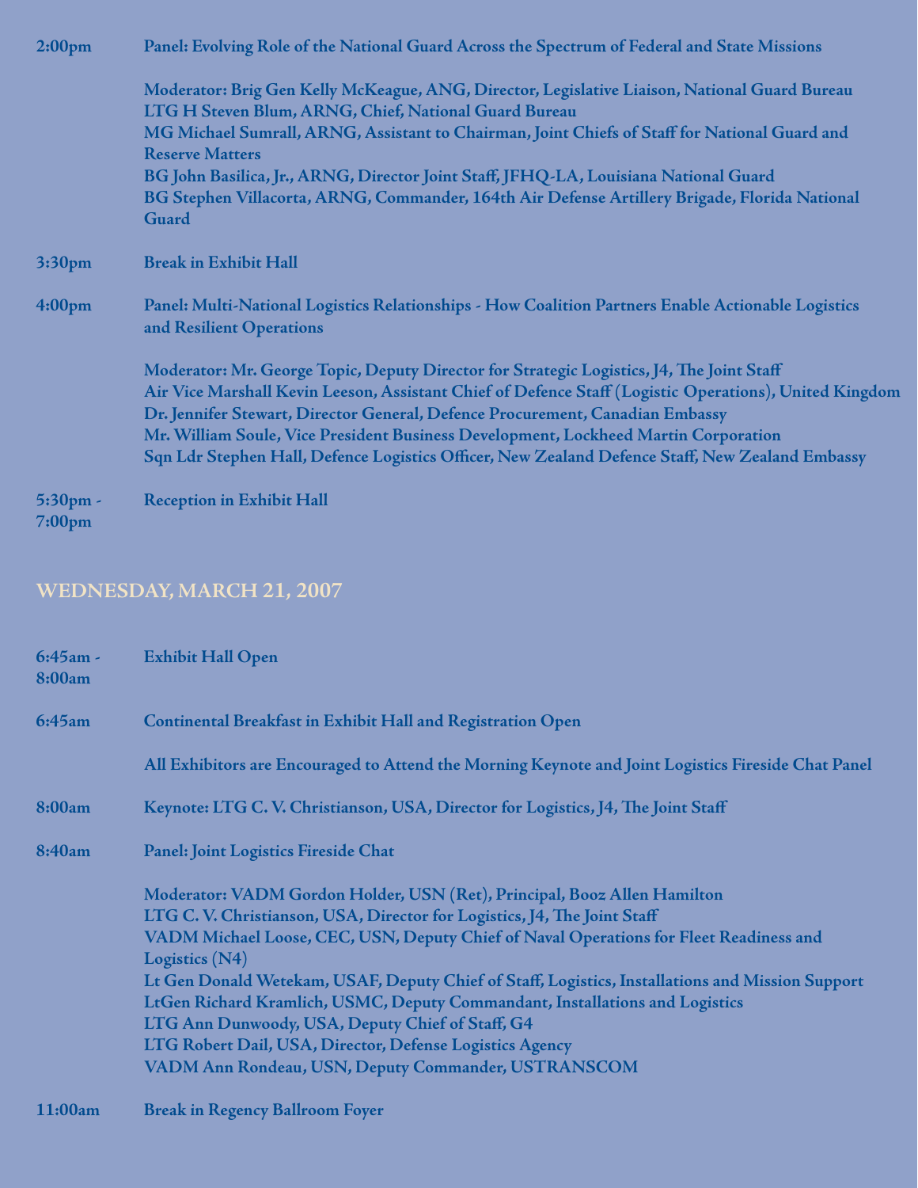**2:00pm** **Panel: Evolving Role of the National Guard Across the Spectrum of Federal and State Missions**

**Moderator: Brig Gen Kelly McKeague, ANG, Director, Legislative Liaison, National Guard Bureau**
**LTG H Steven Blum, ARNG, Chief, National Guard Bureau**
**MG Michael Sumrall, ARNG, Assistant to Chairman, Joint Chiefs of Staff for National Guard and Reserve Matters**
**BG John Basilica, Jr., ARNG, Director Joint Staff, JFHQ-LA, Louisiana National Guard**
**BG Stephen Villacorta, ARNG, Commander, 164th Air Defense Artillery Brigade, Florida National Guard**

**3:30pm** **Break in Exhibit Hall**

**4:00pm** **Panel: Multi-National Logistics Relationships - How Coalition Partners Enable Actionable Logistics and Resilient Operations**

**Moderator: Mr. George Topic, Deputy Director for Strategic Logistics, J4, The Joint Staff**
**Air Vice Marshall Kevin Leeson, Assistant Chief of Defence Staff (Logistic Operations), United Kingdom**
**Dr. Jennifer Stewart, Director General, Defence Procurement, Canadian Embassy**
**Mr. William Soule, Vice President Business Development, Lockheed Martin Corporation**
**Sqn Ldr Stephen Hall, Defence Logistics Officer, New Zealand Defence Staff, New Zealand Embassy**

**5:30pm - 7:00pm** **Reception in Exhibit Hall**

## WEDNESDAY, MARCH 21, 2007

**6:45am - 8:00am** **Exhibit Hall Open**

**6:45am** **Continental Breakfast in Exhibit Hall and Registration Open**

**All Exhibitors are Encouraged to Attend the Morning Keynote and Joint Logistics Fireside Chat Panel**

**8:00am** **Keynote: LTG C. V. Christianson, USA, Director for Logistics, J4, The Joint Staff**

**8:40am** **Panel: Joint Logistics Fireside Chat**

**Moderator: VADM Gordon Holder, USN (Ret), Principal, Booz Allen Hamilton**
**LTG C. V. Christianson, USA, Director for Logistics, J4, The Joint Staff**
**VADM Michael Loose, CEC, USN, Deputy Chief of Naval Operations for Fleet Readiness and Logistics (N4)**
**Lt Gen Donald Wetekam, USAF, Deputy Chief of Staff, Logistics, Installations and Mission Support**
**LtGen Richard Kramlich, USMC, Deputy Commandant, Installations and Logistics**
**LTG Ann Dunwoody, USA, Deputy Chief of Staff, G4**
**LTG Robert Dail, USA, Director, Defense Logistics Agency**
**VADM Ann Rondeau, USN, Deputy Commander, USTRANSCOM**

**11:00am** **Break in Regency Ballroom Foyer**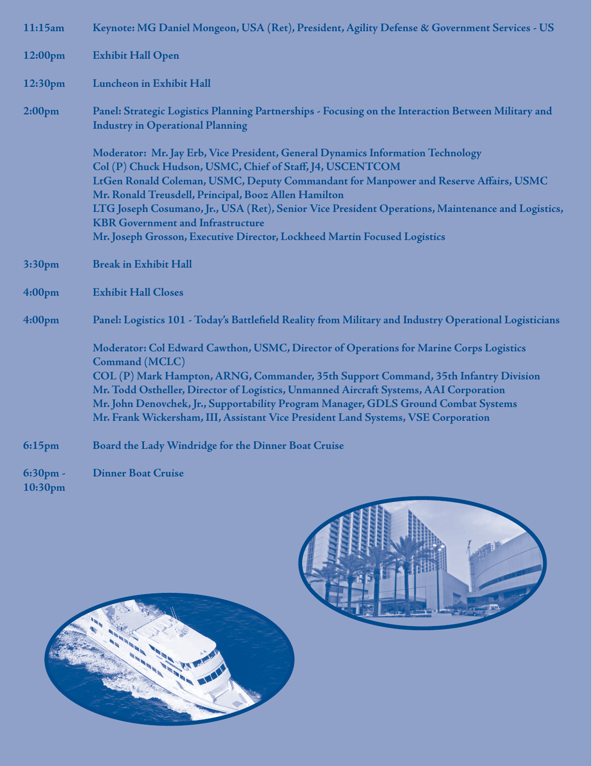**11:15am** **Keynote: MG Daniel Mongeon, USA (Ret), President, Agility Defense & Government Services - US**

**12:00pm** **Exhibit Hall Open**

**12:30pm** **Luncheon in Exhibit Hall**

**2:00pm** **Panel: Strategic Logistics Planning Partnerships - Focusing on the Interaction Between Military and Industry in Operational Planning**

**Moderator: Mr. Jay Erb, Vice President, General Dynamics Information Technology**
**Col (P) Chuck Hudson, USMC, Chief of Staff, J4, USCENTCOM**
**LtGen Ronald Coleman, USMC, Deputy Commandant for Manpower and Reserve Affairs, USMC**
**Mr. Ronald Treusdell, Principal, Booz Allen Hamilton**
**LTG Joseph Cosumano, Jr., USA (Ret), Senior Vice President Operations, Maintenance and Logistics, KBR Government and Infrastructure**
**Mr. Joseph Grosson, Executive Director, Lockheed Martin Focused Logistics**

**3:30pm** **Break in Exhibit Hall**

**4:00pm** **Exhibit Hall Closes**

**4:00pm** **Panel: Logistics 101 - Today's Battlefield Reality from Military and Industry Operational Logisticians**

**Moderator: Col Edward Cawthon, USMC, Director of Operations for Marine Corps Logistics Command (MCLC)**
**COL (P) Mark Hampton, ARNG, Commander, 35th Support Command, 35th Infantry Division**
**Mr. Todd Ostheller, Director of Logistics, Unmanned Aircraft Systems, AAI Corporation**
**Mr. John Denovchek, Jr., Supportability Program Manager, GDLS Ground Combat Systems**
**Mr. Frank Wickersham, III, Assistant Vice President Land Systems, VSE Corporation**

**6:15pm** **Board the Lady Windridge for the Dinner Boat Cruise**

**6:30pm - 10:30pm** **Dinner Boat Cruise**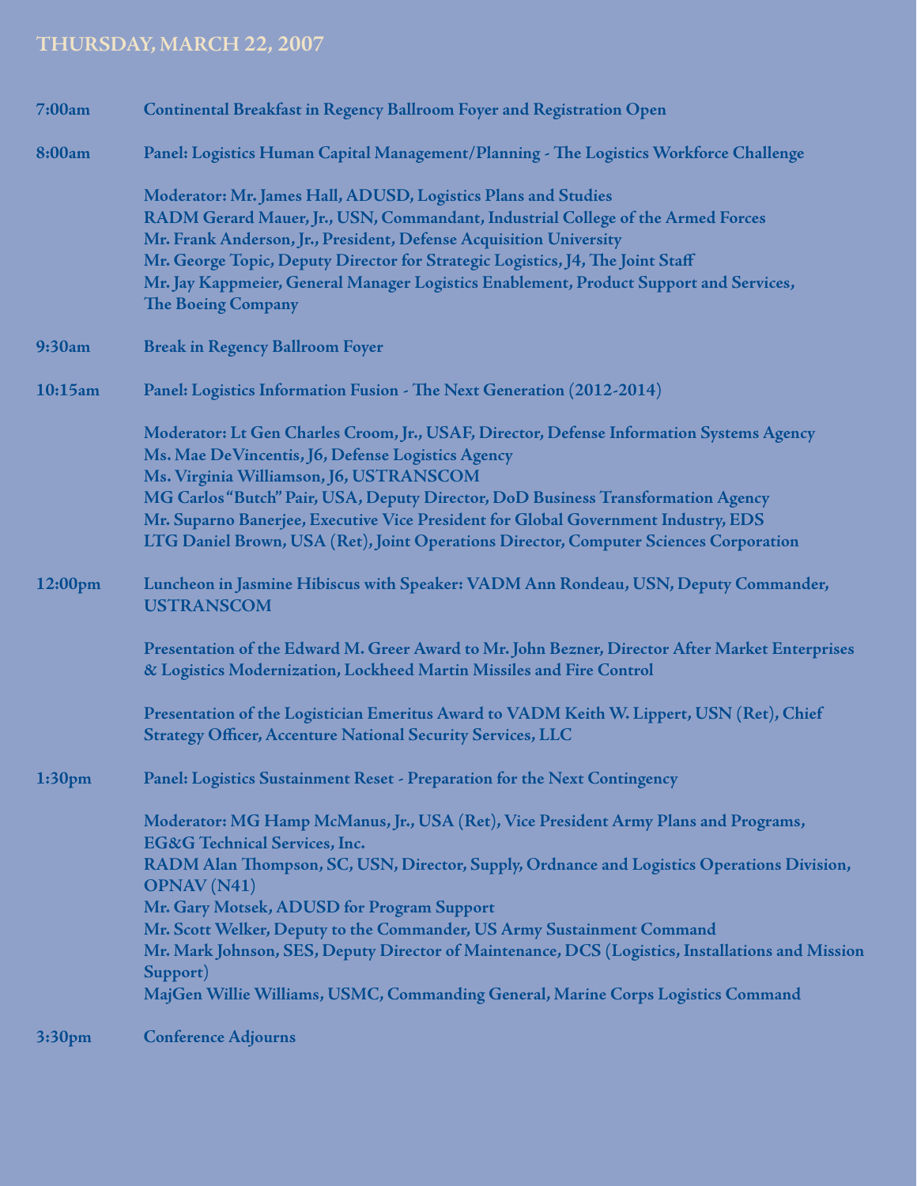## THURSDAY, MARCH 22, 2007

**7:00am** **Continental Breakfast in Regency Ballroom Foyer and Registration Open**

**8:00am** **Panel: Logistics Human Capital Management/Planning - The Logistics Workforce Challenge**

Moderator: Mr. James Hall, ADUSD, Logistics Plans and Studies
RADM Gerard Mauer, Jr., USN, Commandant, Industrial College of the Armed Forces
Mr. Frank Anderson, Jr., President, Defense Acquisition University
Mr. George Topic, Deputy Director for Strategic Logistics, J4, The Joint Staff
Mr. Jay Kappmeier, General Manager Logistics Enablement, Product Support and Services, The Boeing Company

**9:30am** **Break in Regency Ballroom Foyer**

**10:15am** **Panel: Logistics Information Fusion - The Next Generation (2012-2014)**

Moderator: Lt Gen Charles Croom, Jr., USAF, Director, Defense Information Systems Agency
Ms. Mae DeVincentis, J6, Defense Logistics Agency
Ms. Virginia Williamson, J6, USTRANSCOM
MG Carlos "Butch" Pair, USA, Deputy Director, DoD Business Transformation Agency
Mr. Suparno Banerjee, Executive Vice President for Global Government Industry, EDS
LTG Daniel Brown, USA (Ret), Joint Operations Director, Computer Sciences Corporation

**12:00pm** **Luncheon in Jasmine Hibiscus with Speaker: VADM Ann Rondeau, USN, Deputy Commander, USTRANSCOM**

Presentation of the Edward M. Greer Award to Mr. John Bezner, Director After Market Enterprises & Logistics Modernization, Lockheed Martin Missiles and Fire Control

Presentation of the Logistician Emeritus Award to VADM Keith W. Lippert, USN (Ret), Chief Strategy Officer, Accenture National Security Services, LLC

**1:30pm** **Panel: Logistics Sustainment Reset - Preparation for the Next Contingency**

Moderator: MG Hamp McManus, Jr., USA (Ret), Vice President Army Plans and Programs, EG&G Technical Services, Inc.
RADM Alan Thompson, SC, USN, Director, Supply, Ordnance and Logistics Operations Division, OPNAV (N41)
Mr. Gary Motsek, ADUSD for Program Support
Mr. Scott Welker, Deputy to the Commander, US Army Sustainment Command
Mr. Mark Johnson, SES, Deputy Director of Maintenance, DCS (Logistics, Installations and Mission Support)
MajGen Willie Williams, USMC, Commanding General, Marine Corps Logistics Command

**3:30pm** **Conference Adjourns**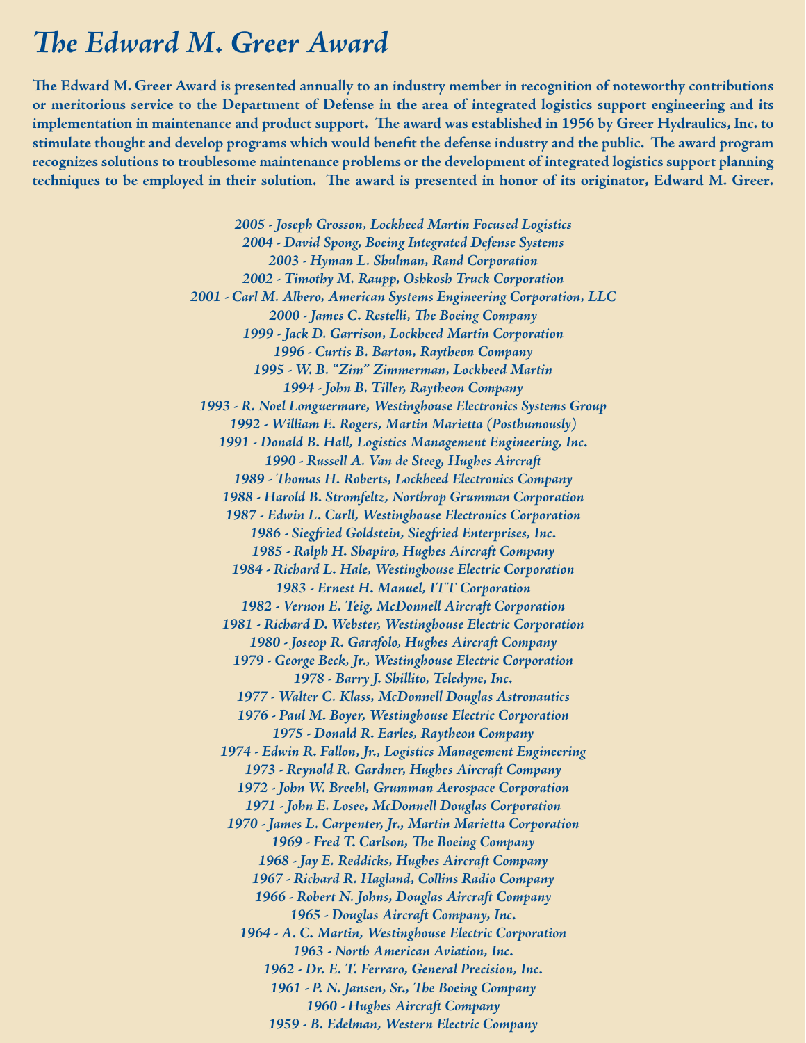# The Edward M. Greer Award

**The Edward M. Greer Award is presented annually to an industry member in recognition of noteworthy contributions or meritorious service to the Department of Defense in the area of integrated logistics support engineering and its implementation in maintenance and product support. The award was established in 1956 by Greer Hydraulics, Inc. to stimulate thought and develop programs which would benefit the defense industry and the public. The award program recognizes solutions to troublesome maintenance problems or the development of integrated logistics support planning techniques to be employed in their solution. The award is presented in honor of its originator, Edward M. Greer.**

*2005 - Joseph Grosson, Lockheed Martin Focused Logistics*
*2004 - David Spong, Boeing Integrated Defense Systems*
*2003 - Hyman L. Shulman, Rand Corporation*
*2002 - Timothy M. Raupp, Oshkosh Truck Corporation*
*2001 - Carl M. Albero, American Systems Engineering Corporation, LLC*
*2000 - James C. Restelli, The Boeing Company*
*1999 - Jack D. Garrison, Lockheed Martin Corporation*
*1996 - Curtis B. Barton, Raytheon Company*
*1995 - W. B. "Zim" Zimmerman, Lockheed Martin*
*1994 - John B. Tiller, Raytheon Company*
*1993 - R. Noel Longuermare, Westinghouse Electronics Systems Group*
*1992 - William E. Rogers, Martin Marietta (Posthumously)*
*1991 - Donald B. Hall, Logistics Management Engineering, Inc.*
*1990 - Russell A. Van de Steeg, Hughes Aircraft*
*1989 - Thomas H. Roberts, Lockheed Electronics Company*
*1988 - Harold B. Stromfeltz, Northrop Grumman Corporation*
*1987 - Edwin L. Curll, Westinghouse Electronics Corporation*
*1986 - Siegfried Goldstein, Siegfried Enterprises, Inc.*
*1985 - Ralph H. Shapiro, Hughes Aircraft Company*
*1984 - Richard L. Hale, Westinghouse Electric Corporation*
*1983 - Ernest H. Manuel, ITT Corporation*
*1982 - Vernon E. Teig, McDonnell Aircraft Corporation*
*1981 - Richard D. Webster, Westinghouse Electric Corporation*
*1980 - Joseop R. Garafolo, Hughes Aircraft Company*
*1979 - George Beck, Jr., Westinghouse Electric Corporation*
*1978 - Barry J. Shillito, Teledyne, Inc.*
*1977 - Walter C. Klass, McDonnell Douglas Astronautics*
*1976 - Paul M. Boyer, Westinghouse Electric Corporation*
*1975 - Donald R. Earles, Raytheon Company*
*1974 - Edwin R. Fallon, Jr., Logistics Management Engineering*
*1973 - Reynold R. Gardner, Hughes Aircraft Company*
*1972 - John W. Breehl, Grumman Aerospace Corporation*
*1971 - John E. Losee, McDonnell Douglas Corporation*
*1970 - James L. Carpenter, Jr., Martin Marietta Corporation*
*1969 - Fred T. Carlson, The Boeing Company*
*1968 - Jay E. Reddicks, Hughes Aircraft Company*
*1967 - Richard R. Hagland, Collins Radio Company*
*1966 - Robert N. Johns, Douglas Aircraft Company*
*1965 - Douglas Aircraft Company, Inc.*
*1964 - A. C. Martin, Westinghouse Electric Corporation*
*1963 - North American Aviation, Inc.*
*1962 - Dr. E. T. Ferraro, General Precision, Inc.*
*1961 - P. N. Jansen, Sr., The Boeing Company*
*1960 - Hughes Aircraft Company*
*1959 - B. Edelman, Western Electric Company*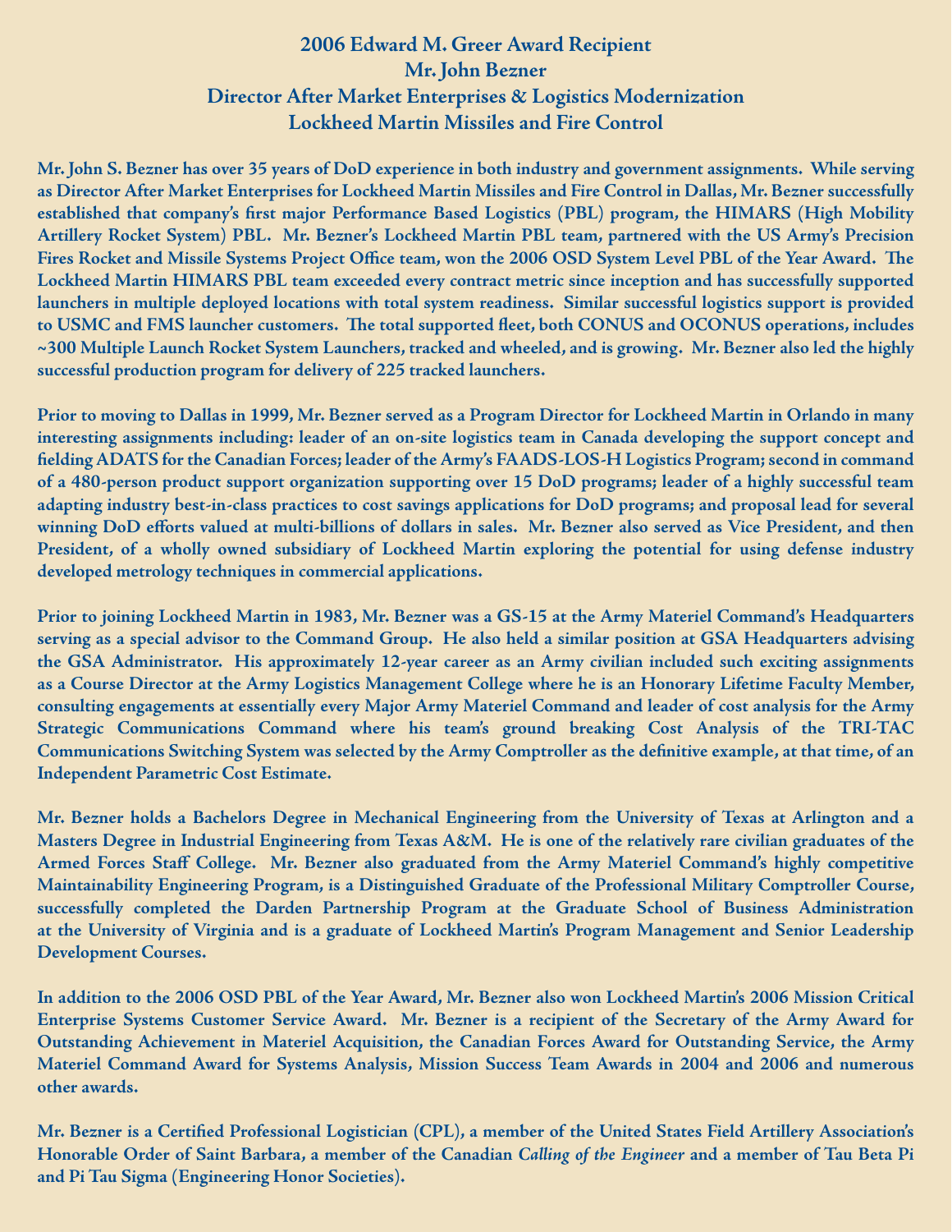# 2006 Edward M. Greer Award Recipient

## Mr. John Bezner

### Director After Market Enterprises & Logistics Modernization

### Lockheed Martin Missiles and Fire Control

Mr. John S. Bezner has over 35 years of DoD experience in both industry and government assignments. While serving as Director After Market Enterprises for Lockheed Martin Missiles and Fire Control in Dallas, Mr. Bezner successfully established that company's first major Performance Based Logistics (PBL) program, the HIMARS (High Mobility Artillery Rocket System) PBL. Mr. Bezner's Lockheed Martin PBL team, partnered with the US Army's Precision Fires Rocket and Missile Systems Project Office team, won the 2006 OSD System Level PBL of the Year Award. The Lockheed Martin HIMARS PBL team exceeded every contract metric since inception and has successfully supported launchers in multiple deployed locations with total system readiness. Similar successful logistics support is provided to USMC and FMS launcher customers. The total supported fleet, both CONUS and OCONUS operations, includes ~300 Multiple Launch Rocket System Launchers, tracked and wheeled, and is growing. Mr. Bezner also led the highly successful production program for delivery of 225 tracked launchers.

Prior to moving to Dallas in 1999, Mr. Bezner served as a Program Director for Lockheed Martin in Orlando in many interesting assignments including: leader of an on-site logistics team in Canada developing the support concept and fielding ADATS for the Canadian Forces; leader of the Army's FAADS-LOS-H Logistics Program; second in command of a 480-person product support organization supporting over 15 DoD programs; leader of a highly successful team adapting industry best-in-class practices to cost savings applications for DoD programs; and proposal lead for several winning DoD efforts valued at multi-billions of dollars in sales. Mr. Bezner also served as Vice President, and then President, of a wholly owned subsidiary of Lockheed Martin exploring the potential for using defense industry developed metrology techniques in commercial applications.

Prior to joining Lockheed Martin in 1983, Mr. Bezner was a GS-15 at the Army Materiel Command's Headquarters serving as a special advisor to the Command Group. He also held a similar position at GSA Headquarters advising the GSA Administrator. His approximately 12-year career as an Army civilian included such exciting assignments as a Course Director at the Army Logistics Management College where he is an Honorary Lifetime Faculty Member, consulting engagements at essentially every Major Army Materiel Command and leader of cost analysis for the Army Strategic Communications Command where his team's ground breaking Cost Analysis of the TRI-TAC Communications Switching System was selected by the Army Comptroller as the definitive example, at that time, of an Independent Parametric Cost Estimate.

Mr. Bezner holds a Bachelors Degree in Mechanical Engineering from the University of Texas at Arlington and a Masters Degree in Industrial Engineering from Texas A&M. He is one of the relatively rare civilian graduates of the Armed Forces Staff College. Mr. Bezner also graduated from the Army Materiel Command's highly competitive Maintainability Engineering Program, is a Distinguished Graduate of the Professional Military Comptroller Course, successfully completed the Darden Partnership Program at the Graduate School of Business Administration at the University of Virginia and is a graduate of Lockheed Martin's Program Management and Senior Leadership Development Courses.

In addition to the 2006 OSD PBL of the Year Award, Mr. Bezner also won Lockheed Martin's 2006 Mission Critical Enterprise Systems Customer Service Award. Mr. Bezner is a recipient of the Secretary of the Army Award for Outstanding Achievement in Materiel Acquisition, the Canadian Forces Award for Outstanding Service, the Army Materiel Command Award for Systems Analysis, Mission Success Team Awards in 2004 and 2006 and numerous other awards.

Mr. Bezner is a Certified Professional Logistician (CPL), a member of the United States Field Artillery Association's Honorable Order of Saint Barbara, a member of the Canadian *Calling of the Engineer* and a member of Tau Beta Pi and Pi Tau Sigma (Engineering Honor Societies).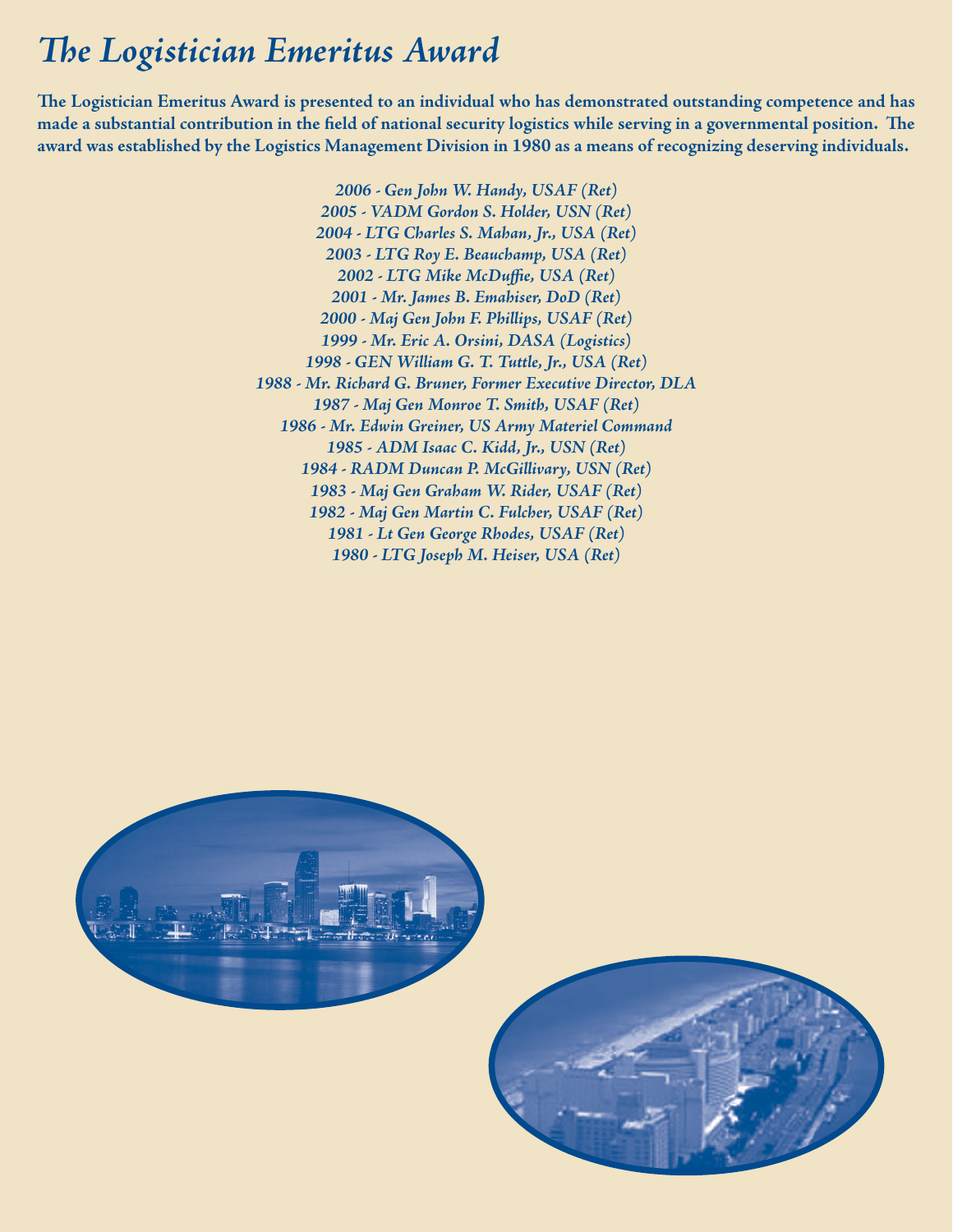# The Logistician Emeritus Award

**The Logistician Emeritus Award is presented to an individual who has demonstrated outstanding competence and has made a substantial contribution in the field of national security logistics while serving in a governmental position. The award was established by the Logistics Management Division in 1980 as a means of recognizing deserving individuals.**

*2006 - Gen John W. Handy, USAF (Ret)*
*2005 - VADM Gordon S. Holder, USN (Ret)*
*2004 - LTG Charles S. Mahan, Jr., USA (Ret)*
*2003 - LTG Roy E. Beauchamp, USA (Ret)*
*2002 - LTG Mike McDuffie, USA (Ret)*
*2001 - Mr. James B. Emahiser, DoD (Ret)*
*2000 - Maj Gen John F. Phillips, USAF (Ret)*
*1999 - Mr. Eric A. Orsini, DASA (Logistics)*
*1998 - GEN William G. T. Tuttle, Jr., USA (Ret)*
*1988 - Mr. Richard G. Bruner, Former Executive Director, DLA*
*1987 - Maj Gen Monroe T. Smith, USAF (Ret)*
*1986 - Mr. Edwin Greiner, US Army Materiel Command*
*1985 - ADM Isaac C. Kidd, Jr., USN (Ret)*
*1984 - RADM Duncan P. McGillivary, USN (Ret)*
*1983 - Maj Gen Graham W. Rider, USAF (Ret)*
*1982 - Maj Gen Martin C. Fulcher, USAF (Ret)*
*1981 - Lt Gen George Rhodes, USAF (Ret)*
*1980 - LTG Joseph M. Heiser, USA (Ret)*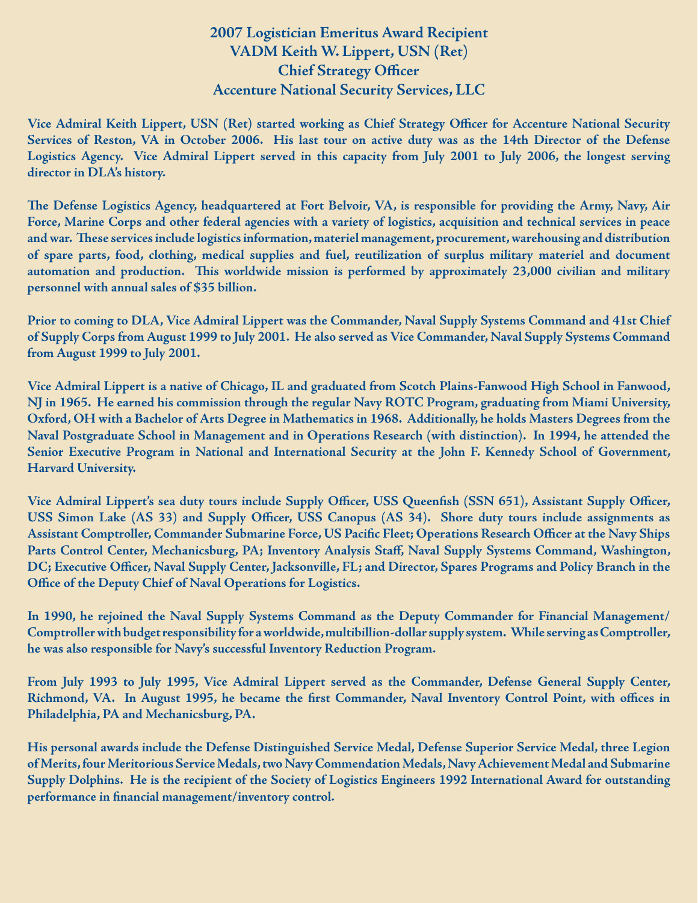# 2007 Logistician Emeritus Award Recipient
## VADM Keith W. Lippert, USN (Ret)
## Chief Strategy Officer
## Accenture National Security Services, LLC

Vice Admiral Keith Lippert, USN (Ret) started working as Chief Strategy Officer for Accenture National Security Services of Reston, VA in October 2006. His last tour on active duty was as the 14th Director of the Defense Logistics Agency. Vice Admiral Lippert served in this capacity from July 2001 to July 2006, the longest serving director in DLA's history.

The Defense Logistics Agency, headquartered at Fort Belvoir, VA, is responsible for providing the Army, Navy, Air Force, Marine Corps and other federal agencies with a variety of logistics, acquisition and technical services in peace and war. These services include logistics information, materiel management, procurement, warehousing and distribution of spare parts, food, clothing, medical supplies and fuel, reutilization of surplus military materiel and document automation and production. This worldwide mission is performed by approximately 23,000 civilian and military personnel with annual sales of $35 billion.

Prior to coming to DLA, Vice Admiral Lippert was the Commander, Naval Supply Systems Command and 41st Chief of Supply Corps from August 1999 to July 2001. He also served as Vice Commander, Naval Supply Systems Command from August 1999 to July 2001.

Vice Admiral Lippert is a native of Chicago, IL and graduated from Scotch Plains-Fanwood High School in Fanwood, NJ in 1965. He earned his commission through the regular Navy ROTC Program, graduating from Miami University, Oxford, OH with a Bachelor of Arts Degree in Mathematics in 1968. Additionally, he holds Masters Degrees from the Naval Postgraduate School in Management and in Operations Research (with distinction). In 1994, he attended the Senior Executive Program in National and International Security at the John F. Kennedy School of Government, Harvard University.

Vice Admiral Lippert's sea duty tours include Supply Officer, USS Queenfish (SSN 651), Assistant Supply Officer, USS Simon Lake (AS 33) and Supply Officer, USS Canopus (AS 34). Shore duty tours include assignments as Assistant Comptroller, Commander Submarine Force, US Pacific Fleet; Operations Research Officer at the Navy Ships Parts Control Center, Mechanicsburg, PA; Inventory Analysis Staff, Naval Supply Systems Command, Washington, DC; Executive Officer, Naval Supply Center, Jacksonville, FL; and Director, Spares Programs and Policy Branch in the Office of the Deputy Chief of Naval Operations for Logistics.

In 1990, he rejoined the Naval Supply Systems Command as the Deputy Commander for Financial Management/Comptroller with budget responsibility for a worldwide, multibillion-dollar supply system. While serving as Comptroller, he was also responsible for Navy's successful Inventory Reduction Program.

From July 1993 to July 1995, Vice Admiral Lippert served as the Commander, Defense General Supply Center, Richmond, VA. In August 1995, he became the first Commander, Naval Inventory Control Point, with offices in Philadelphia, PA and Mechanicsburg, PA.

His personal awards include the Defense Distinguished Service Medal, Defense Superior Service Medal, three Legion of Merits, four Meritorious Service Medals, two Navy Commendation Medals, Navy Achievement Medal and Submarine Supply Dolphins. He is the recipient of the Society of Logistics Engineers 1992 International Award for outstanding performance in financial management/inventory control.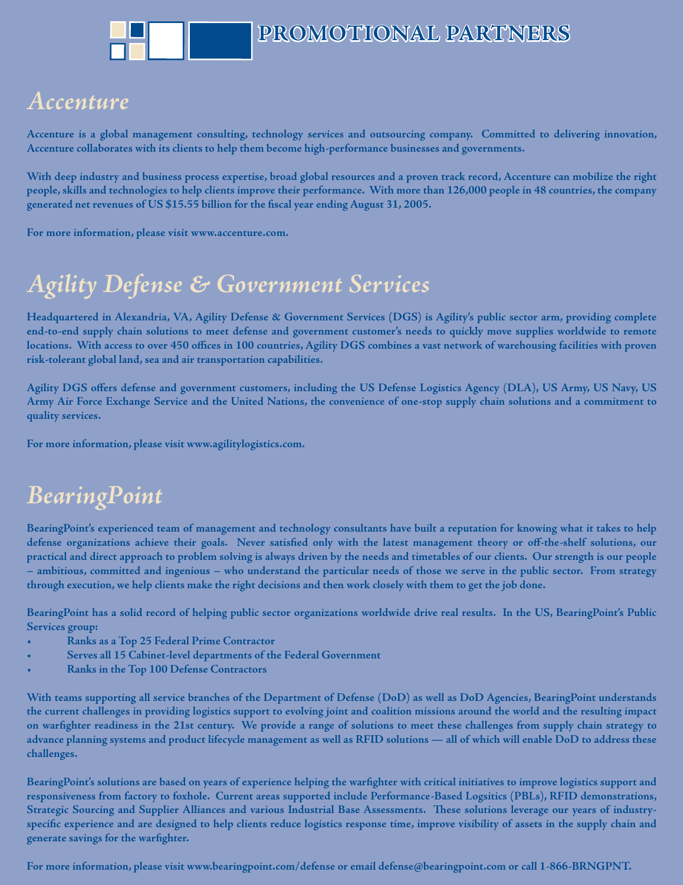# PROMOTIONAL PARTNERS

## Accenture

**Accenture is a global management consulting, technology services and outsourcing company. Committed to delivering innovation, Accenture collaborates with its clients to help them become high-performance businesses and governments.**

**With deep industry and business process expertise, broad global resources and a proven track record, Accenture can mobilize the right people, skills and technologies to help clients improve their performance. With more than 126,000 people in 48 countries, the company generated net revenues of US $15.55 billion for the fiscal year ending August 31, 2005.**

**For more information, please visit www.accenture.com.**

## Agility Defense & Government Services

**Headquartered in Alexandria, VA, Agility Defense & Government Services (DGS) is Agility's public sector arm, providing complete end-to-end supply chain solutions to meet defense and government customer's needs to quickly move supplies worldwide to remote locations. With access to over 450 offices in 100 countries, Agility DGS combines a vast network of warehousing facilities with proven risk-tolerant global land, sea and air transportation capabilities.**

**Agility DGS offers defense and government customers, including the US Defense Logistics Agency (DLA), US Army, US Navy, US Army Air Force Exchange Service and the United Nations, the convenience of one-stop supply chain solutions and a commitment to quality services.**

**For more information, please visit www.agilitylogistics.com.**

## BearingPoint

**BearingPoint's experienced team of management and technology consultants have built a reputation for knowing what it takes to help defense organizations achieve their goals. Never satisfied only with the latest management theory or off-the-shelf solutions, our practical and direct approach to problem solving is always driven by the needs and timetables of our clients. Our strength is our people – ambitious, committed and ingenious – who understand the particular needs of those we serve in the public sector. From strategy through execution, we help clients make the right decisions and then work closely with them to get the job done.**

**BearingPoint has a solid record of helping public sector organizations worldwide drive real results. In the US, BearingPoint's Public Services group:**

- **Ranks as a Top 25 Federal Prime Contractor**
- **Serves all 15 Cabinet-level departments of the Federal Government**
- **Ranks in the Top 100 Defense Contractors**

**With teams supporting all service branches of the Department of Defense (DoD) as well as DoD Agencies, BearingPoint understands the current challenges in providing logistics support to evolving joint and coalition missions around the world and the resulting impact on warfighter readiness in the 21st century. We provide a range of solutions to meet these challenges from supply chain strategy to advance planning systems and product lifecycle management as well as RFID solutions — all of which will enable DoD to address these challenges.**

**BearingPoint's solutions are based on years of experience helping the warfighter with critical initiatives to improve logistics support and responsiveness from factory to foxhole. Current areas supported include Performance-Based Logsitics (PBLs), RFID demonstrations, Strategic Sourcing and Supplier Alliances and various Industrial Base Assessments. These solutions leverage our years of industry-specific experience and are designed to help clients reduce logistics response time, improve visibility of assets in the supply chain and generate savings for the warfighter.**

**For more information, please visit www.bearingpoint.com/defense or email defense@bearingpoint.com or call 1-866-BRNGPNT.**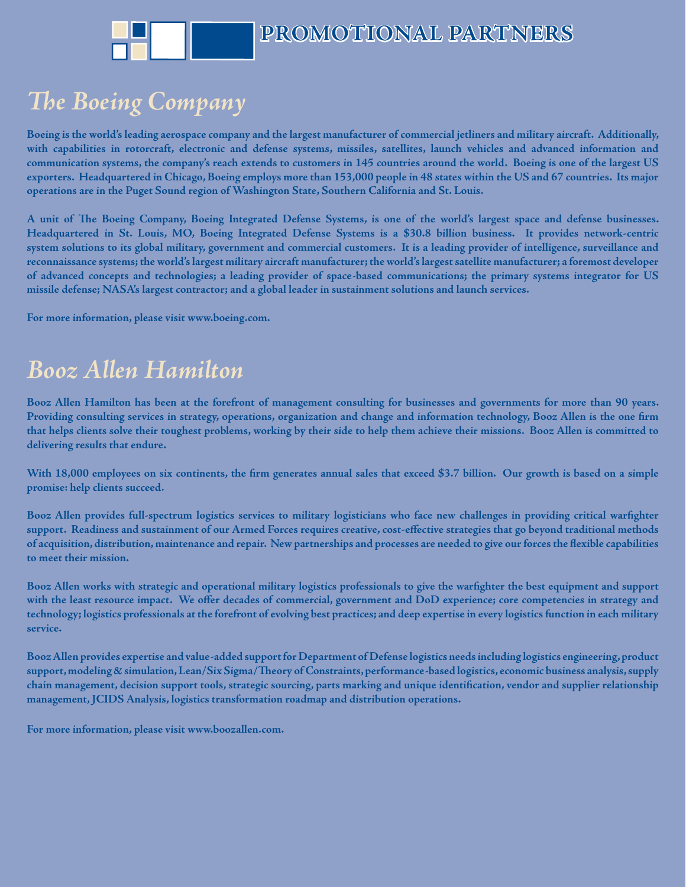# PROMOTIONAL PARTNERS

## *The Boeing Company*

**Boeing is the world's leading aerospace company and the largest manufacturer of commercial jetliners and military aircraft. Additionally, with capabilities in rotorcraft, electronic and defense systems, missiles, satellites, launch vehicles and advanced information and communication systems, the company's reach extends to customers in 145 countries around the world. Boeing is one of the largest US exporters. Headquartered in Chicago, Boeing employs more than 153,000 people in 48 states within the US and 67 countries. Its major operations are in the Puget Sound region of Washington State, Southern California and St. Louis.**

**A unit of The Boeing Company, Boeing Integrated Defense Systems, is one of the world's largest space and defense businesses. Headquartered in St. Louis, MO, Boeing Integrated Defense Systems is a $30.8 billion business. It provides network-centric system solutions to its global military, government and commercial customers. It is a leading provider of intelligence, surveillance and reconnaissance systems; the world's largest military aircraft manufacturer; the world's largest satellite manufacturer; a foremost developer of advanced concepts and technologies; a leading provider of space-based communications; the primary systems integrator for US missile defense; NASA's largest contractor; and a global leader in sustainment solutions and launch services.**

**For more information, please visit www.boeing.com.**

## *Booz Allen Hamilton*

**Booz Allen Hamilton has been at the forefront of management consulting for businesses and governments for more than 90 years. Providing consulting services in strategy, operations, organization and change and information technology, Booz Allen is the one firm that helps clients solve their toughest problems, working by their side to help them achieve their missions. Booz Allen is committed to delivering results that endure.**

**With 18,000 employees on six continents, the firm generates annual sales that exceed $3.7 billion. Our growth is based on a simple promise: help clients succeed.**

**Booz Allen provides full-spectrum logistics services to military logisticians who face new challenges in providing critical warfighter support. Readiness and sustainment of our Armed Forces requires creative, cost-effective strategies that go beyond traditional methods of acquisition, distribution, maintenance and repair. New partnerships and processes are needed to give our forces the flexible capabilities to meet their mission.**

**Booz Allen works with strategic and operational military logistics professionals to give the warfighter the best equipment and support with the least resource impact. We offer decades of commercial, government and DoD experience; core competencies in strategy and technology; logistics professionals at the forefront of evolving best practices; and deep expertise in every logistics function in each military service.**

**Booz Allen provides expertise and value-added support for Department of Defense logistics needs including logistics engineering, product support, modeling & simulation, Lean/Six Sigma/Theory of Constraints, performance-based logistics, economic business analysis, supply chain management, decision support tools, strategic sourcing, parts marking and unique identification, vendor and supplier relationship management, JCIDS Analysis, logistics transformation roadmap and distribution operations.**

**For more information, please visit www.boozallen.com.**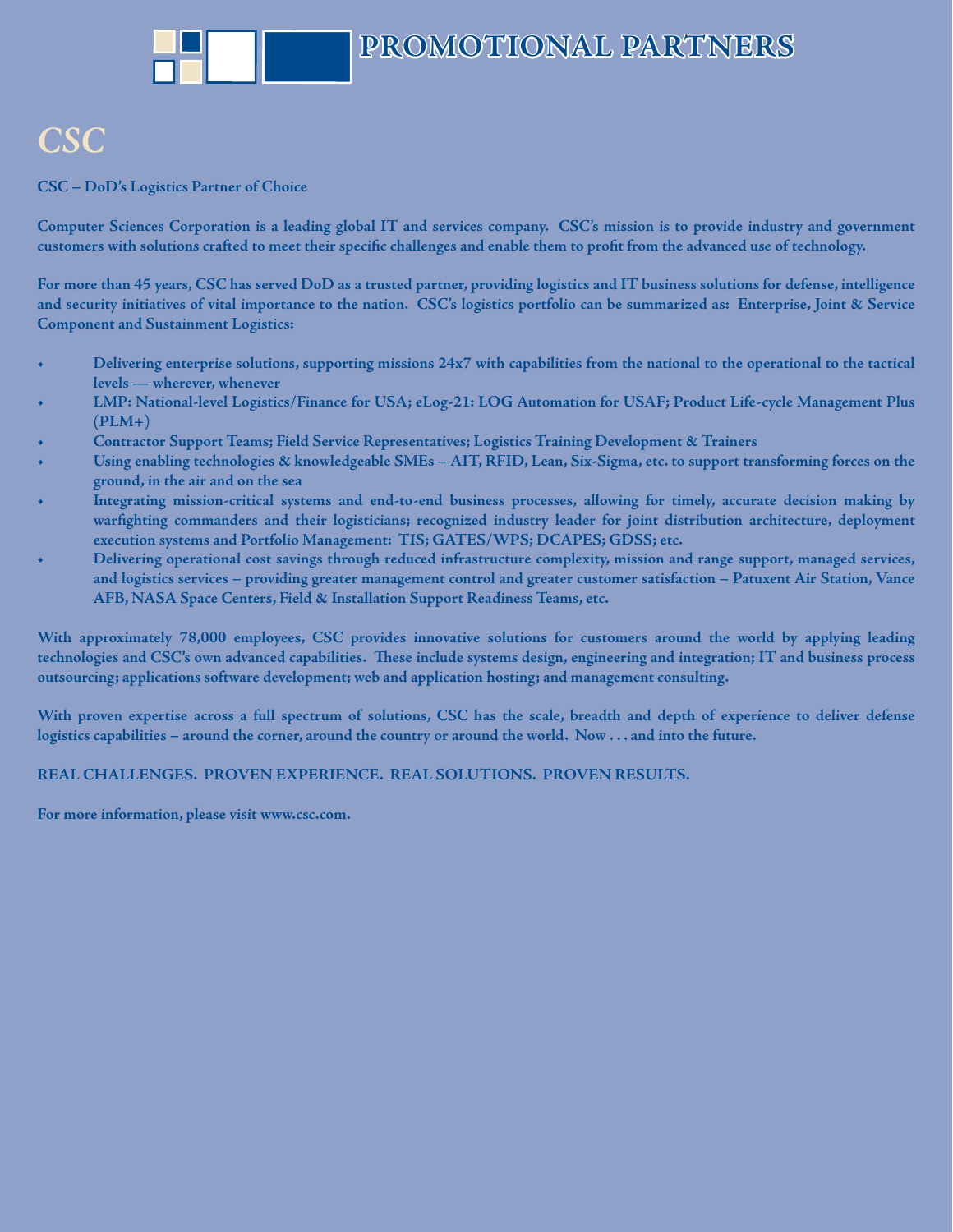# PROMOTIONAL PARTNERS

## *CSC*

**CSC – DoD's Logistics Partner of Choice**

**Computer Sciences Corporation is a leading global IT and services company. CSC's mission is to provide industry and government customers with solutions crafted to meet their specific challenges and enable them to profit from the advanced use of technology.**

**For more than 45 years, CSC has served DoD as a trusted partner, providing logistics and IT business solutions for defense, intelligence and security initiatives of vital importance to the nation. CSC's logistics portfolio can be summarized as: Enterprise, Joint & Service Component and Sustainment Logistics:**

- **Delivering enterprise solutions, supporting missions 24x7 with capabilities from the national to the operational to the tactical levels — wherever, whenever**
- **LMP: National-level Logistics/Finance for USA; eLog-21: LOG Automation for USAF; Product Life-cycle Management Plus (PLM+)**
- **Contractor Support Teams; Field Service Representatives; Logistics Training Development & Trainers**
- **Using enabling technologies & knowledgeable SMEs – AIT, RFID, Lean, Six-Sigma, etc. to support transforming forces on the ground, in the air and on the sea**
- **Integrating mission-critical systems and end-to-end business processes, allowing for timely, accurate decision making by warfighting commanders and their logisticians; recognized industry leader for joint distribution architecture, deployment execution systems and Portfolio Management: TIS; GATES/WPS; DCAPES; GDSS; etc.**
- **Delivering operational cost savings through reduced infrastructure complexity, mission and range support, managed services, and logistics services – providing greater management control and greater customer satisfaction – Patuxent Air Station, Vance AFB, NASA Space Centers, Field & Installation Support Readiness Teams, etc.**

**With approximately 78,000 employees, CSC provides innovative solutions for customers around the world by applying leading technologies and CSC's own advanced capabilities. These include systems design, engineering and integration; IT and business process outsourcing; applications software development; web and application hosting; and management consulting.**

**With proven expertise across a full spectrum of solutions, CSC has the scale, breadth and depth of experience to deliver defense logistics capabilities – around the corner, around the country or around the world. Now . . . and into the future.**

**REAL CHALLENGES. PROVEN EXPERIENCE. REAL SOLUTIONS. PROVEN RESULTS.**

**For more information, please visit www.csc.com.**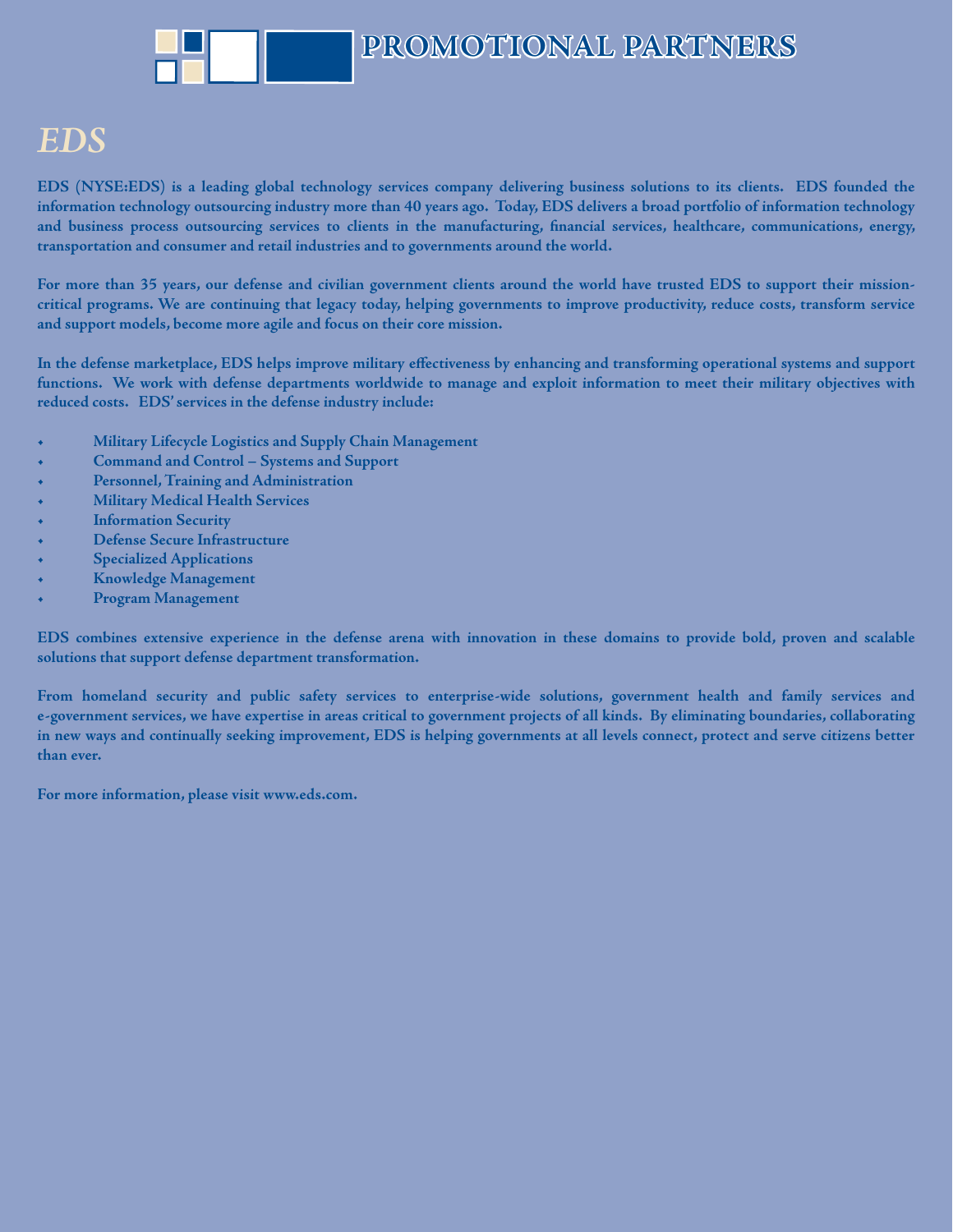# PROMOTIONAL PARTNERS

## *EDS*

**EDS (NYSE:EDS) is a leading global technology services company delivering business solutions to its clients. EDS founded the information technology outsourcing industry more than 40 years ago. Today, EDS delivers a broad portfolio of information technology and business process outsourcing services to clients in the manufacturing, financial services, healthcare, communications, energy, transportation and consumer and retail industries and to governments around the world.**

**For more than 35 years, our defense and civilian government clients around the world have trusted EDS to support their mission-critical programs. We are continuing that legacy today, helping governments to improve productivity, reduce costs, transform service and support models, become more agile and focus on their core mission.**

**In the defense marketplace, EDS helps improve military effectiveness by enhancing and transforming operational systems and support functions. We work with defense departments worldwide to manage and exploit information to meet their military objectives with reduced costs. EDS' services in the defense industry include:**

- **Military Lifecycle Logistics and Supply Chain Management**
- **Command and Control – Systems and Support**
- **Personnel, Training and Administration**
- **Military Medical Health Services**
- **Information Security**
- **Defense Secure Infrastructure**
- **Specialized Applications**
- **Knowledge Management**
- **Program Management**

**EDS combines extensive experience in the defense arena with innovation in these domains to provide bold, proven and scalable solutions that support defense department transformation.**

**From homeland security and public safety services to enterprise-wide solutions, government health and family services and e-government services, we have expertise in areas critical to government projects of all kinds. By eliminating boundaries, collaborating in new ways and continually seeking improvement, EDS is helping governments at all levels connect, protect and serve citizens better than ever.**

**For more information, please visit www.eds.com.**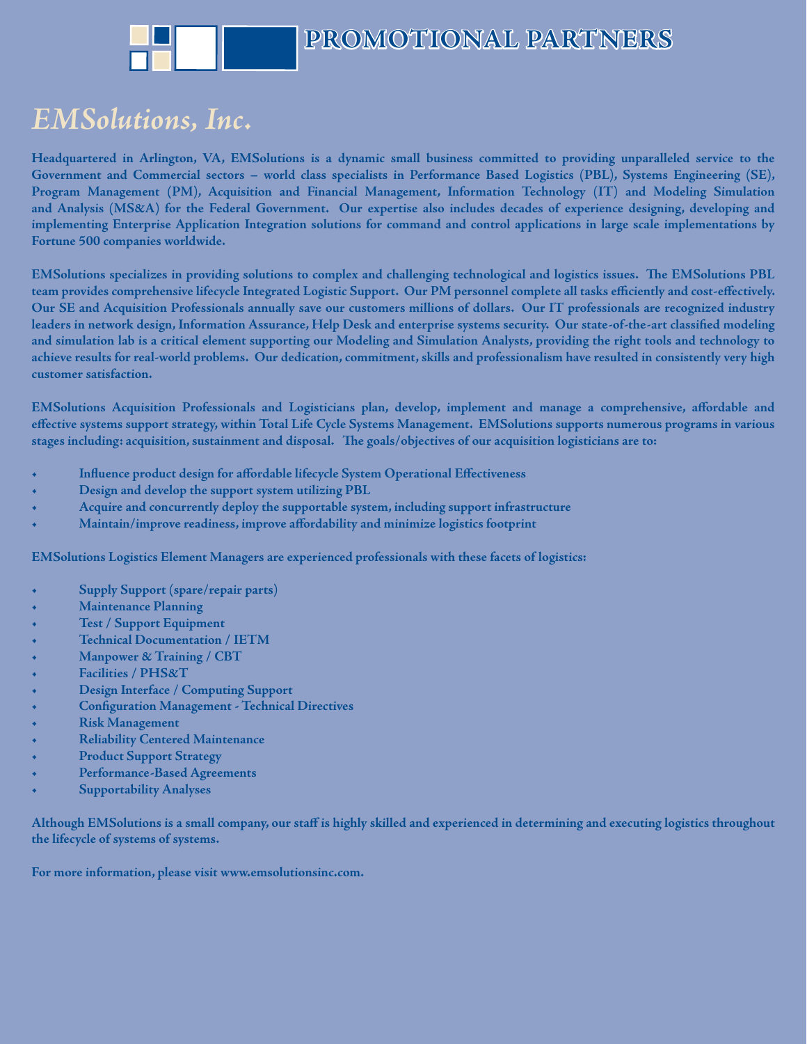# PROMOTIONAL PARTNERS

## *EMSolutions, Inc.*

**Headquartered in Arlington, VA, EMSolutions is a dynamic small business committed to providing unparalleled service to the Government and Commercial sectors – world class specialists in Performance Based Logistics (PBL), Systems Engineering (SE), Program Management (PM), Acquisition and Financial Management, Information Technology (IT) and Modeling Simulation and Analysis (MS&A) for the Federal Government. Our expertise also includes decades of experience designing, developing and implementing Enterprise Application Integration solutions for command and control applications in large scale implementations by Fortune 500 companies worldwide.**

**EMSolutions specializes in providing solutions to complex and challenging technological and logistics issues. The EMSolutions PBL team provides comprehensive lifecycle Integrated Logistic Support. Our PM personnel complete all tasks efficiently and cost-effectively. Our SE and Acquisition Professionals annually save our customers millions of dollars. Our IT professionals are recognized industry leaders in network design, Information Assurance, Help Desk and enterprise systems security. Our state-of-the-art classified modeling and simulation lab is a critical element supporting our Modeling and Simulation Analysts, providing the right tools and technology to achieve results for real-world problems. Our dedication, commitment, skills and professionalism have resulted in consistently very high customer satisfaction.**

**EMSolutions Acquisition Professionals and Logisticians plan, develop, implement and manage a comprehensive, affordable and effective systems support strategy, within Total Life Cycle Systems Management. EMSolutions supports numerous programs in various stages including: acquisition, sustainment and disposal. The goals/objectives of our acquisition logisticians are to:**

- **Influence product design for affordable lifecycle System Operational Effectiveness**
- **Design and develop the support system utilizing PBL**
- **Acquire and concurrently deploy the supportable system, including support infrastructure**
- **Maintain/improve readiness, improve affordability and minimize logistics footprint**

**EMSolutions Logistics Element Managers are experienced professionals with these facets of logistics:**

- **Supply Support (spare/repair parts)**
- **Maintenance Planning**
- **Test / Support Equipment**
- **Technical Documentation / IETM**
- **Manpower & Training / CBT**
- **Facilities / PHS&T**
- **Design Interface / Computing Support**
- **Configuration Management - Technical Directives**
- **Risk Management**
- **Reliability Centered Maintenance**
- **Product Support Strategy**
- **Performance-Based Agreements**
- **Supportability Analyses**

**Although EMSolutions is a small company, our staff is highly skilled and experienced in determining and executing logistics throughout the lifecycle of systems of systems.**

**For more information, please visit www.emsolutionsinc.com.**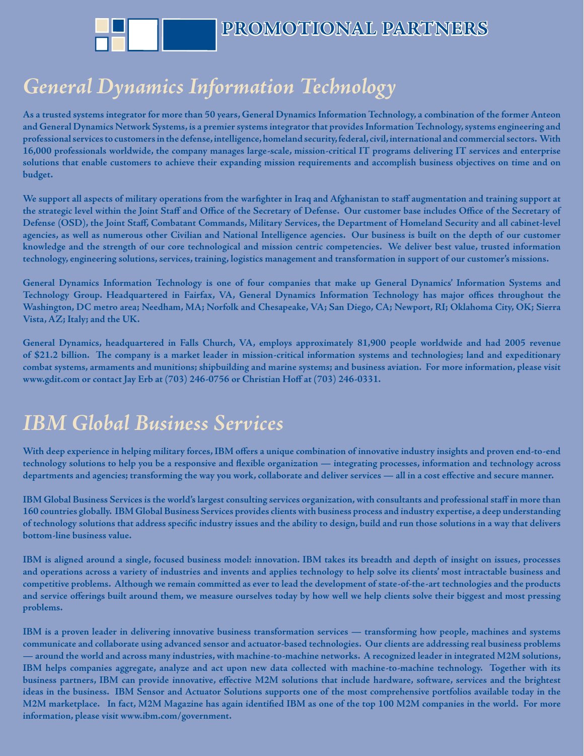# PROMOTIONAL PARTNERS

## *General Dynamics Information Technology*

**As a trusted systems integrator for more than 50 years, General Dynamics Information Technology, a combination of the former Anteon and General Dynamics Network Systems, is a premier systems integrator that provides Information Technology, systems engineering and professional services to customers in the defense, intelligence, homeland security, federal, civil, international and commercial sectors. With 16,000 professionals worldwide, the company manages large-scale, mission-critical IT programs delivering IT services and enterprise solutions that enable customers to achieve their expanding mission requirements and accomplish business objectives on time and on budget.**

**We support all aspects of military operations from the warfighter in Iraq and Afghanistan to staff augmentation and training support at the strategic level within the Joint Staff and Office of the Secretary of Defense. Our customer base includes Office of the Secretary of Defense (OSD), the Joint Staff, Combatant Commands, Military Services, the Department of Homeland Security and all cabinet-level agencies, as well as numerous other Civilian and National Intelligence agencies. Our business is built on the depth of our customer knowledge and the strength of our core technological and mission centric competencies. We deliver best value, trusted information technology, engineering solutions, services, training, logistics management and transformation in support of our customer's missions.**

**General Dynamics Information Technology is one of four companies that make up General Dynamics' Information Systems and Technology Group. Headquartered in Fairfax, VA, General Dynamics Information Technology has major offices throughout the Washington, DC metro area; Needham, MA; Norfolk and Chesapeake, VA; San Diego, CA; Newport, RI; Oklahoma City, OK; Sierra Vista, AZ; Italy; and the UK.**

**General Dynamics, headquartered in Falls Church, VA, employs approximately 81,900 people worldwide and had 2005 revenue of $21.2 billion. The company is a market leader in mission-critical information systems and technologies; land and expeditionary combat systems, armaments and munitions; shipbuilding and marine systems; and business aviation. For more information, please visit www.gdit.com or contact Jay Erb at (703) 246-0756 or Christian Hoff at (703) 246-0331.**

## *IBM Global Business Services*

**With deep experience in helping military forces, IBM offers a unique combination of innovative industry insights and proven end-to-end technology solutions to help you be a responsive and flexible organization — integrating processes, information and technology across departments and agencies; transforming the way you work, collaborate and deliver services — all in a cost effective and secure manner.**

**IBM Global Business Services is the world's largest consulting services organization, with consultants and professional staff in more than 160 countries globally. IBM Global Business Services provides clients with business process and industry expertise, a deep understanding of technology solutions that address specific industry issues and the ability to design, build and run those solutions in a way that delivers bottom-line business value.**

**IBM is aligned around a single, focused business model: innovation. IBM takes its breadth and depth of insight on issues, processes and operations across a variety of industries and invents and applies technology to help solve its clients' most intractable business and competitive problems. Although we remain committed as ever to lead the development of state-of-the-art technologies and the products and service offerings built around them, we measure ourselves today by how well we help clients solve their biggest and most pressing problems.**

**IBM is a proven leader in delivering innovative business transformation services — transforming how people, machines and systems communicate and collaborate using advanced sensor and actuator-based technologies. Our clients are addressing real business problems — around the world and across many industries, with machine-to-machine networks. A recognized leader in integrated M2M solutions, IBM helps companies aggregate, analyze and act upon new data collected with machine-to-machine technology. Together with its business partners, IBM can provide innovative, effective M2M solutions that include hardware, software, services and the brightest ideas in the business. IBM Sensor and Actuator Solutions supports one of the most comprehensive portfolios available today in the M2M marketplace. In fact, M2M Magazine has again identified IBM as one of the top 100 M2M companies in the world. For more information, please visit www.ibm.com/government.**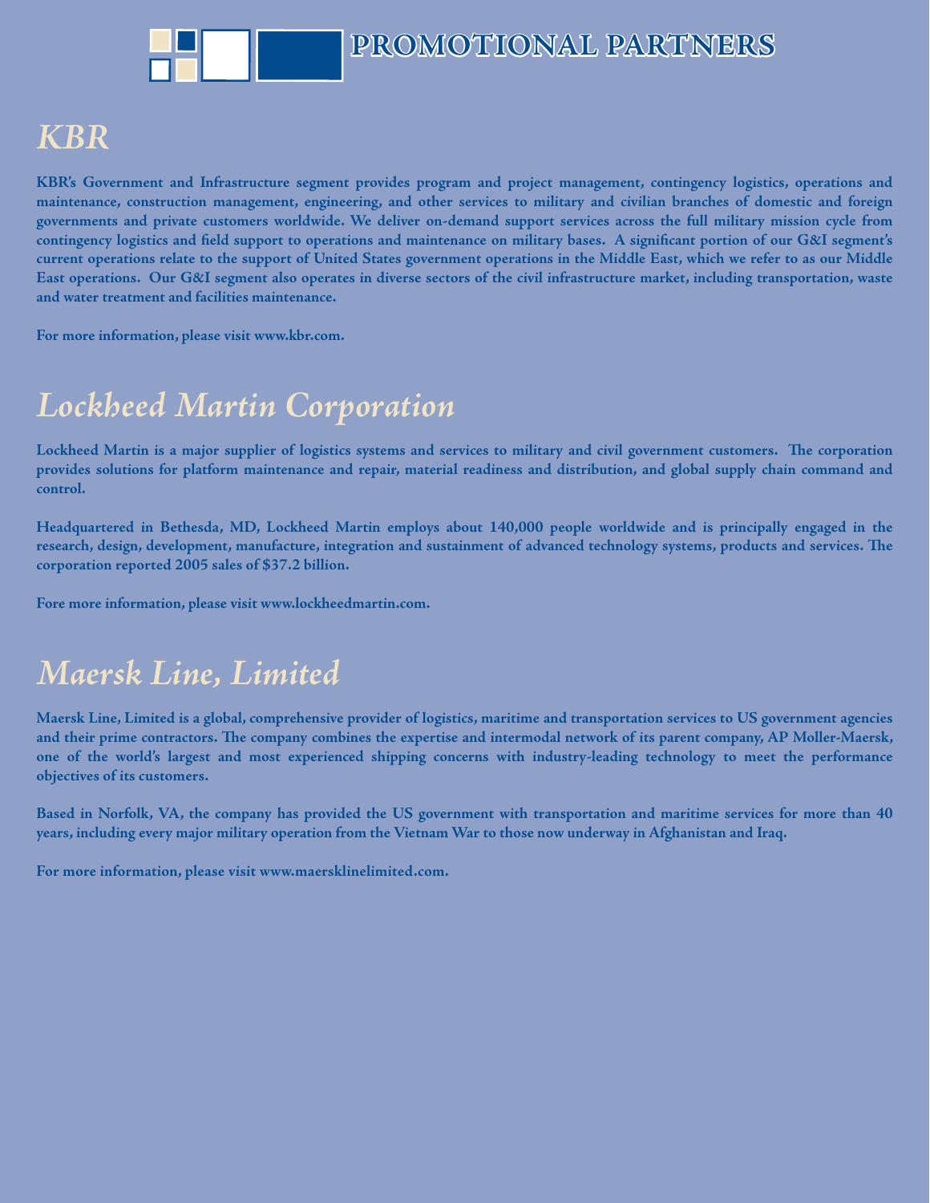# PROMOTIONAL PARTNERS

## *KBR*

**KBR's Government and Infrastructure segment provides program and project management, contingency logistics, operations and maintenance, construction management, engineering, and other services to military and civilian branches of domestic and foreign governments and private customers worldwide. We deliver on-demand support services across the full military mission cycle from contingency logistics and field support to operations and maintenance on military bases. A significant portion of our G&I segment's current operations relate to the support of United States government operations in the Middle East, which we refer to as our Middle East operations. Our G&I segment also operates in diverse sectors of the civil infrastructure market, including transportation, waste and water treatment and facilities maintenance.**

**For more information, please visit www.kbr.com.**

## *Lockheed Martin Corporation*

**Lockheed Martin is a major supplier of logistics systems and services to military and civil government customers. The corporation provides solutions for platform maintenance and repair, material readiness and distribution, and global supply chain command and control.**

**Headquartered in Bethesda, MD, Lockheed Martin employs about 140,000 people worldwide and is principally engaged in the research, design, development, manufacture, integration and sustainment of advanced technology systems, products and services. The corporation reported 2005 sales of $37.2 billion.**

**Fore more information, please visit www.lockheedmartin.com.**

## *Maersk Line, Limited*

**Maersk Line, Limited is a global, comprehensive provider of logistics, maritime and transportation services to US government agencies and their prime contractors. The company combines the expertise and intermodal network of its parent company, AP Moller-Maersk, one of the world's largest and most experienced shipping concerns with industry-leading technology to meet the performance objectives of its customers.**

**Based in Norfolk, VA, the company has provided the US government with transportation and maritime services for more than 40 years, including every major military operation from the Vietnam War to those now underway in Afghanistan and Iraq.**

**For more information, please visit www.maersklinelimited.com.**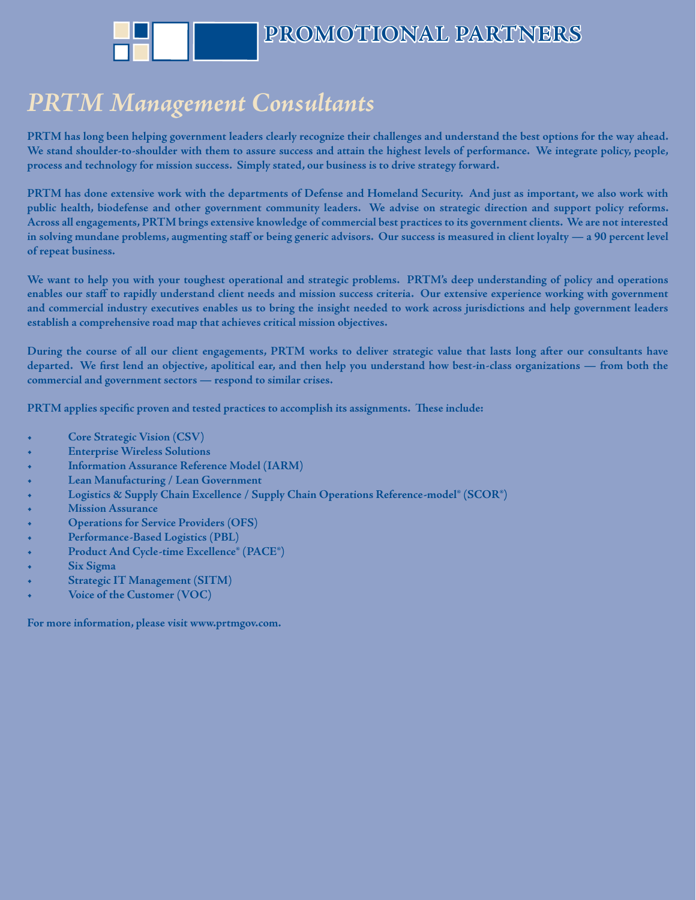# PROMOTIONAL PARTNERS

## *PRTM Management Consultants*

**PRTM has long been helping government leaders clearly recognize their challenges and understand the best options for the way ahead. We stand shoulder-to-shoulder with them to assure success and attain the highest levels of performance. We integrate policy, people, process and technology for mission success. Simply stated, our business is to drive strategy forward.**

**PRTM has done extensive work with the departments of Defense and Homeland Security. And just as important, we also work with public health, biodefense and other government community leaders. We advise on strategic direction and support policy reforms. Across all engagements, PRTM brings extensive knowledge of commercial best practices to its government clients. We are not interested in solving mundane problems, augmenting staff or being generic advisors. Our success is measured in client loyalty — a 90 percent level of repeat business.**

**We want to help you with your toughest operational and strategic problems. PRTM's deep understanding of policy and operations enables our staff to rapidly understand client needs and mission success criteria. Our extensive experience working with government and commercial industry executives enables us to bring the insight needed to work across jurisdictions and help government leaders establish a comprehensive road map that achieves critical mission objectives.**

**During the course of all our client engagements, PRTM works to deliver strategic value that lasts long after our consultants have departed. We first lend an objective, apolitical ear, and then help you understand how best-in-class organizations — from both the commercial and government sectors — respond to similar crises.**

**PRTM applies specific proven and tested practices to accomplish its assignments. These include:**

- **Core Strategic Vision (CSV)**
- **Enterprise Wireless Solutions**
- **Information Assurance Reference Model (IARM)**
- **Lean Manufacturing / Lean Government**
- **Logistics & Supply Chain Excellence / Supply Chain Operations Reference-model® (SCOR®)**
- **Mission Assurance**
- **Operations for Service Providers (OFS)**
- **Performance-Based Logistics (PBL)**
- **Product And Cycle-time Excellence® (PACE®)**
- **Six Sigma**
- **Strategic IT Management (SITM)**
- **Voice of the Customer (VOC)**

**For more information, please visit www.prtmgov.com.**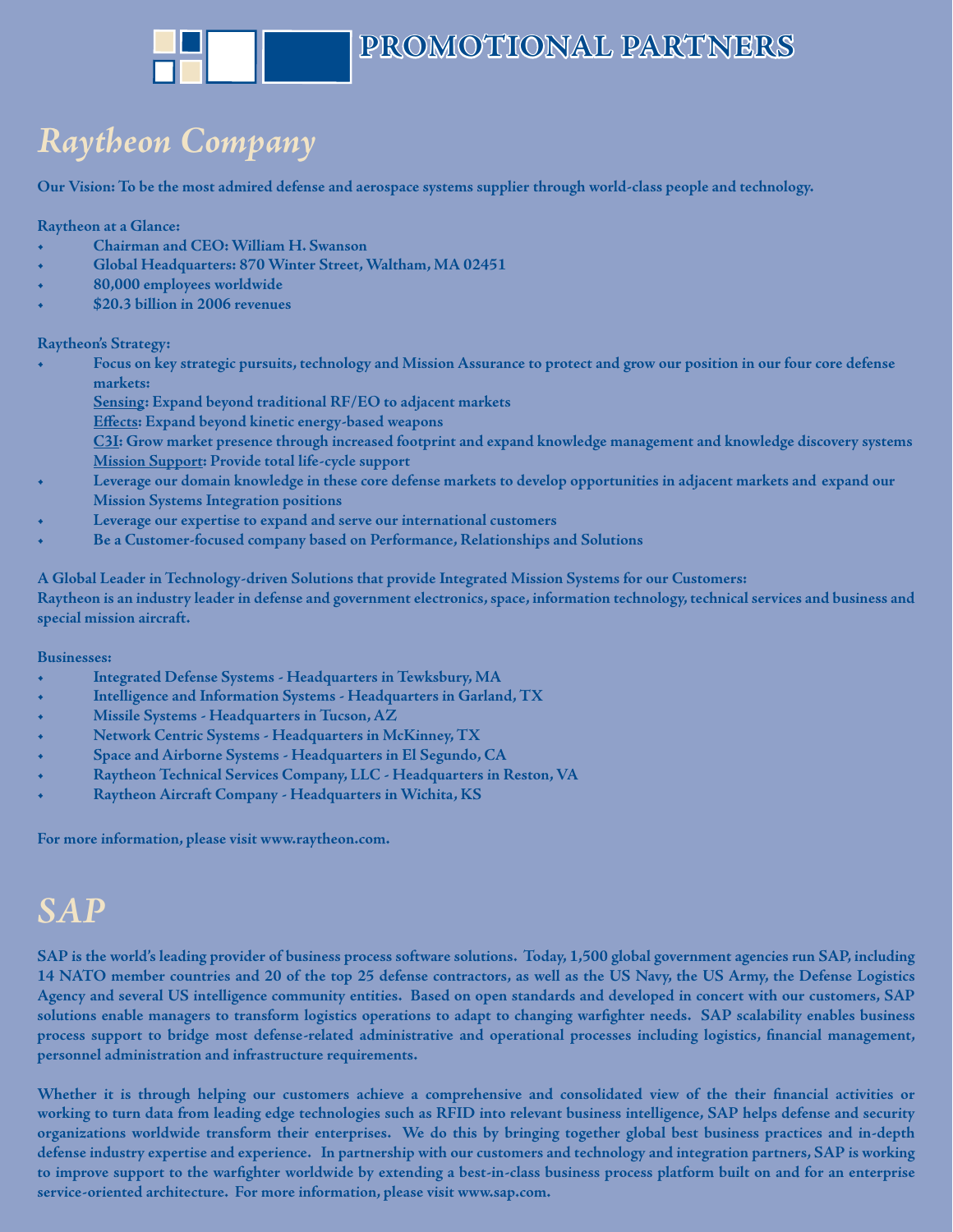# PROMOTIONAL PARTNERS

## *Raytheon Company*

**Our Vision: To be the most admired defense and aerospace systems supplier through world-class people and technology.**

**Raytheon at a Glance:**

- **Chairman and CEO: William H. Swanson**
- **Global Headquarters: 870 Winter Street, Waltham, MA 02451**
- **80,000 employees worldwide**
- **$20.3 billion in 2006 revenues**

**Raytheon's Strategy:**

- **Focus on key strategic pursuits, technology and Mission Assurance to protect and grow our position in our four core defense markets:**
  **Sensing: Expand beyond traditional RF/EO to adjacent markets**
  **Effects: Expand beyond kinetic energy-based weapons**
  **C3I: Grow market presence through increased footprint and expand knowledge management and knowledge discovery systems**
  **Mission Support: Provide total life-cycle support**
- **Leverage our domain knowledge in these core defense markets to develop opportunities in adjacent markets and expand our Mission Systems Integration positions**
- **Leverage our expertise to expand and serve our international customers**
- **Be a Customer-focused company based on Performance, Relationships and Solutions**

**A Global Leader in Technology-driven Solutions that provide Integrated Mission Systems for our Customers:**
**Raytheon is an industry leader in defense and government electronics, space, information technology, technical services and business and special mission aircraft.**

**Businesses:**

- **Integrated Defense Systems - Headquarters in Tewksbury, MA**
- **Intelligence and Information Systems - Headquarters in Garland, TX**
- **Missile Systems - Headquarters in Tucson, AZ**
- **Network Centric Systems - Headquarters in McKinney, TX**
- **Space and Airborne Systems - Headquarters in El Segundo, CA**
- **Raytheon Technical Services Company, LLC - Headquarters in Reston, VA**
- **Raytheon Aircraft Company - Headquarters in Wichita, KS**

**For more information, please visit www.raytheon.com.**

## *SAP*

**SAP is the world's leading provider of business process software solutions. Today, 1,500 global government agencies run SAP, including 14 NATO member countries and 20 of the top 25 defense contractors, as well as the US Navy, the US Army, the Defense Logistics Agency and several US intelligence community entities. Based on open standards and developed in concert with our customers, SAP solutions enable managers to transform logistics operations to adapt to changing warfighter needs. SAP scalability enables business process support to bridge most defense-related administrative and operational processes including logistics, financial management, personnel administration and infrastructure requirements.**

**Whether it is through helping our customers achieve a comprehensive and consolidated view of the their financial activities or working to turn data from leading edge technologies such as RFID into relevant business intelligence, SAP helps defense and security organizations worldwide transform their enterprises. We do this by bringing together global best business practices and in-depth defense industry expertise and experience. In partnership with our customers and technology and integration partners, SAP is working to improve support to the warfighter worldwide by extending a best-in-class business process platform built on and for an enterprise service-oriented architecture. For more information, please visit www.sap.com.**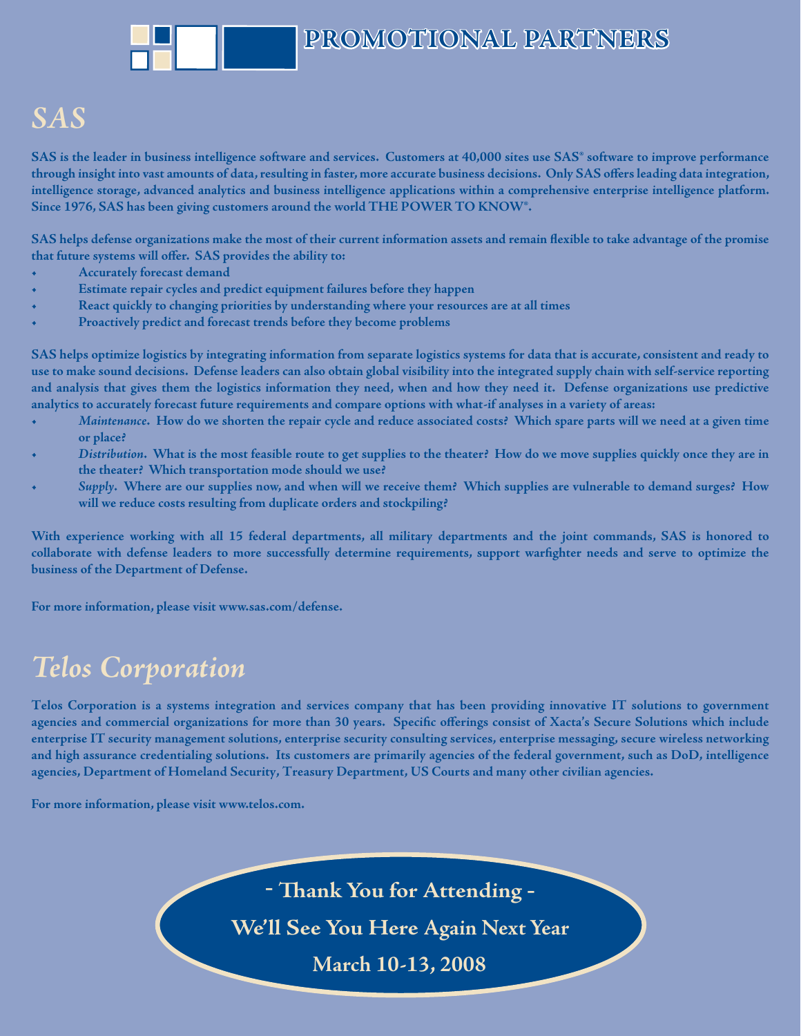# PROMOTIONAL PARTNERS

## *SAS*

**SAS is the leader in business intelligence software and services. Customers at 40,000 sites use SAS® software to improve performance through insight into vast amounts of data, resulting in faster, more accurate business decisions. Only SAS offers leading data integration, intelligence storage, advanced analytics and business intelligence applications within a comprehensive enterprise intelligence platform. Since 1976, SAS has been giving customers around the world THE POWER TO KNOW®.**

**SAS helps defense organizations make the most of their current information assets and remain flexible to take advantage of the promise that future systems will offer. SAS provides the ability to:**

- **Accurately forecast demand**
- **Estimate repair cycles and predict equipment failures before they happen**
- **React quickly to changing priorities by understanding where your resources are at all times**
- **Proactively predict and forecast trends before they become problems**

**SAS helps optimize logistics by integrating information from separate logistics systems for data that is accurate, consistent and ready to use to make sound decisions. Defense leaders can also obtain global visibility into the integrated supply chain with self-service reporting and analysis that gives them the logistics information they need, when and how they need it. Defense organizations use predictive analytics to accurately forecast future requirements and compare options with what-if analyses in a variety of areas:**

- ***Maintenance*. How do we shorten the repair cycle and reduce associated costs? Which spare parts will we need at a given time or place?**
- ***Distribution*. What is the most feasible route to get supplies to the theater? How do we move supplies quickly once they are in the theater? Which transportation mode should we use?**
- ***Supply*. Where are our supplies now, and when will we receive them? Which supplies are vulnerable to demand surges? How will we reduce costs resulting from duplicate orders and stockpiling?**

**With experience working with all 15 federal departments, all military departments and the joint commands, SAS is honored to collaborate with defense leaders to more successfully determine requirements, support warfighter needs and serve to optimize the business of the Department of Defense.**

**For more information, please visit www.sas.com/defense.**

## *Telos Corporation*

**Telos Corporation is a systems integration and services company that has been providing innovative IT solutions to government agencies and commercial organizations for more than 30 years. Specific offerings consist of Xacta's Secure Solutions which include enterprise IT security management solutions, enterprise security consulting services, enterprise messaging, secure wireless networking and high assurance credentialing solutions. Its customers are primarily agencies of the federal government, such as DoD, intelligence agencies, Department of Homeland Security, Treasury Department, US Courts and many other civilian agencies.**

**For more information, please visit www.telos.com.**

**- Thank You for Attending -**

**We'll See You Here Again Next Year**

**March 10-13, 2008**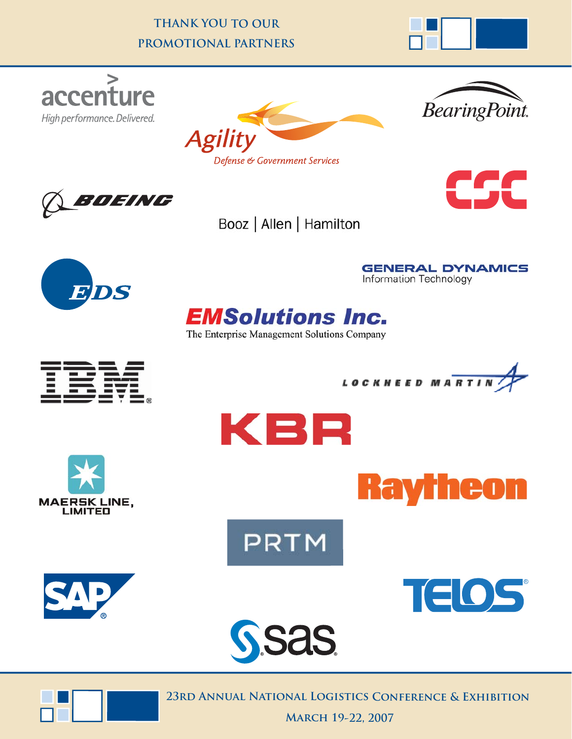## THANK YOU TO OUR PROMOTIONAL PARTNERS

accenture
High performance. Delivered.

Agility
Defense & Government Services

BearingPoint.

BOEING

CSC

Booz | Allen | Hamilton

EDS

GENERAL DYNAMICS
Information Technology

EMSolutions Inc.
The Enterprise Management Solutions Company

IBM®

LOCKHEED MARTIN

KBR

MAERSK LINE, LIMITED

Raytheon

PRTM

SAP®

TELOS®

sas®

23RD ANNUAL NATIONAL LOGISTICS CONFERENCE & EXHIBITION
MARCH 19-22, 2007